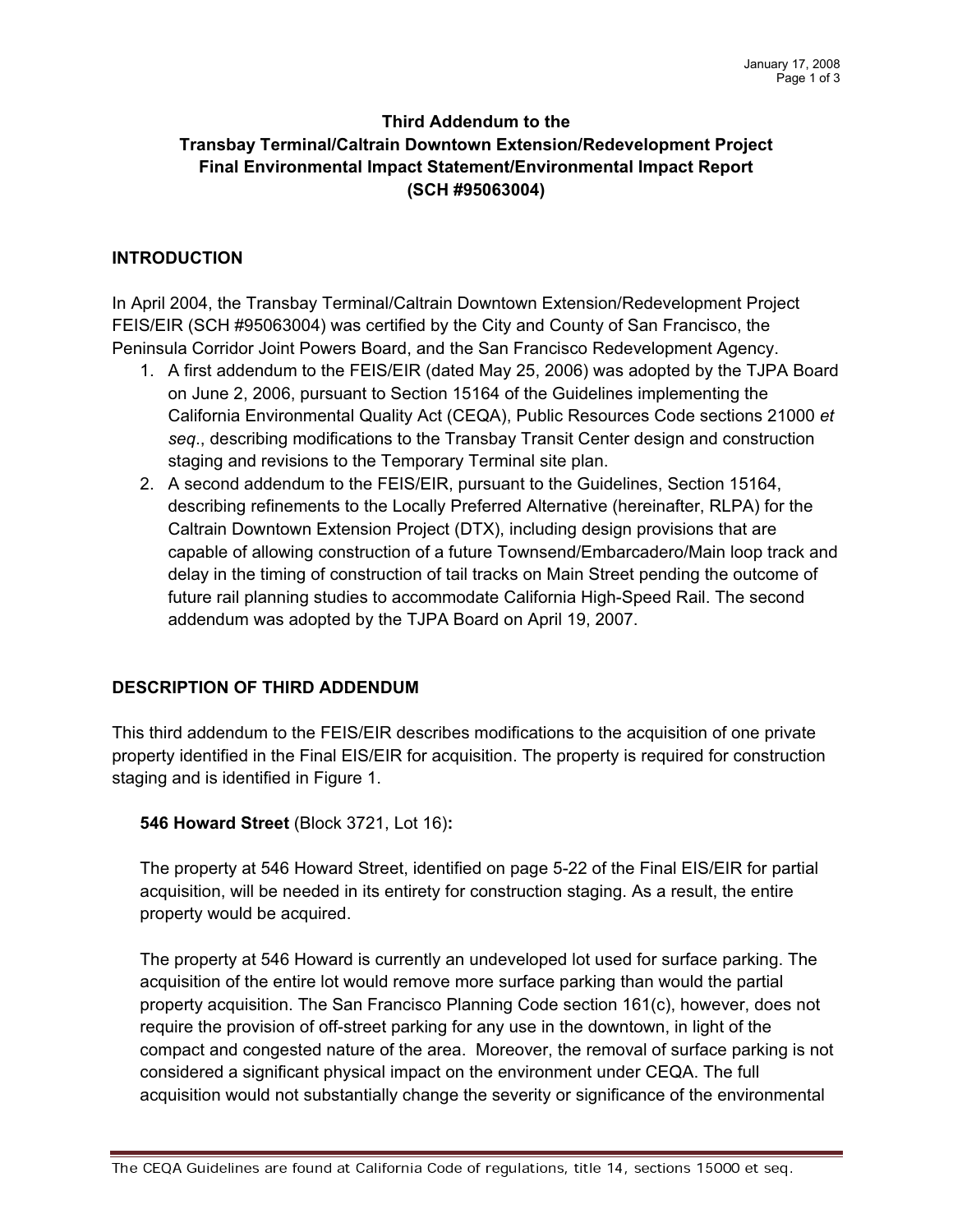January 17, 2008

# Third Addendum to the Transbay Terminal/Caltrain Downtown Extension/Redevelopment Project Final Environmental Impact Statement/Environmental Impact Report (SCH #95063004)

## INTRODUCTION

In April 2004, the Transbay Terminal/Caltrain Downtown Extension/Redevelopment Project FEIS/EIR (SCH #95063004) was certified by the City and County of San Francisco, the Peninsula Corridor Joint Powers Board, and the San Francisco Redevelopment Agency.

1. A first addendum to the FEIS/EIR (dated May 25, 2006) was adopted by the TJPA Board on June 2, 2006, pursuant to Section 15164 of the Guidelines implementing the California Environmental Quality Act (CEQA), Public Resources Code sections 21000 *et seq*., describing modifications to the Transbay Transit Center design and construction staging and revisions to the Temporary Terminal site plan.
2. A second addendum to the FEIS/EIR, pursuant to the Guidelines, Section 15164, describing refinements to the Locally Preferred Alternative (hereinafter, RLPA) for the Caltrain Downtown Extension Project (DTX), including design provisions that are capable of allowing construction of a future Townsend/Embarcadero/Main loop track and delay in the timing of construction of tail tracks on Main Street pending the outcome of future rail planning studies to accommodate California High-Speed Rail. The second addendum was adopted by the TJPA Board on April 19, 2007.

## DESCRIPTION OF THIRD ADDENDUM

This third addendum to the FEIS/EIR describes modifications to the acquisition of one private property identified in the Final EIS/EIR for acquisition. The property is required for construction staging and is identified in Figure 1.

**546 Howard Street** (Block 3721, Lot 16)**:**

The property at 546 Howard Street, identified on page 5-22 of the Final EIS/EIR for partial acquisition, will be needed in its entirety for construction staging. As a result, the entire property would be acquired.

The property at 546 Howard is currently an undeveloped lot used for surface parking. The acquisition of the entire lot would remove more surface parking than would the partial property acquisition. The San Francisco Planning Code section 161(c), however, does not require the provision of off-street parking for any use in the downtown, in light of the compact and congested nature of the area. Moreover, the removal of surface parking is not considered a significant physical impact on the environment under CEQA. The full acquisition would not substantially change the severity or significance of the environmental

The CEQA Guidelines are found at California Code of regulations, title 14, sections 15000 et seq.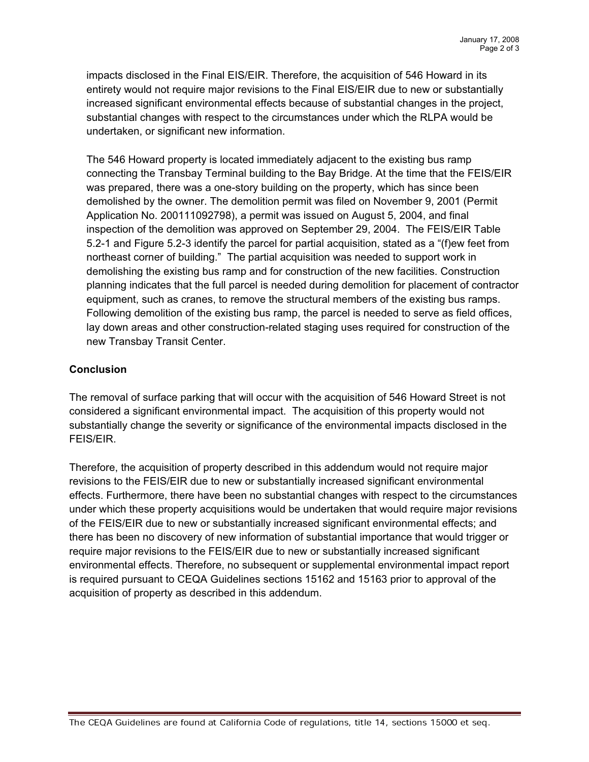impacts disclosed in the Final EIS/EIR. Therefore, the acquisition of 546 Howard in its entirety would not require major revisions to the Final EIS/EIR due to new or substantially increased significant environmental effects because of substantial changes in the project, substantial changes with respect to the circumstances under which the RLPA would be undertaken, or significant new information.

The 546 Howard property is located immediately adjacent to the existing bus ramp connecting the Transbay Terminal building to the Bay Bridge. At the time that the FEIS/EIR was prepared, there was a one-story building on the property, which has since been demolished by the owner. The demolition permit was filed on November 9, 2001 (Permit Application No. 200111092798), a permit was issued on August 5, 2004, and final inspection of the demolition was approved on September 29, 2004. The FEIS/EIR Table 5.2-1 and Figure 5.2-3 identify the parcel for partial acquisition, stated as a "(f)ew feet from northeast corner of building." The partial acquisition was needed to support work in demolishing the existing bus ramp and for construction of the new facilities. Construction planning indicates that the full parcel is needed during demolition for placement of contractor equipment, such as cranes, to remove the structural members of the existing bus ramps. Following demolition of the existing bus ramp, the parcel is needed to serve as field offices, lay down areas and other construction-related staging uses required for construction of the new Transbay Transit Center.

**Conclusion**

The removal of surface parking that will occur with the acquisition of 546 Howard Street is not considered a significant environmental impact. The acquisition of this property would not substantially change the severity or significance of the environmental impacts disclosed in the FEIS/EIR.

Therefore, the acquisition of property described in this addendum would not require major revisions to the FEIS/EIR due to new or substantially increased significant environmental effects. Furthermore, there have been no substantial changes with respect to the circumstances under which these property acquisitions would be undertaken that would require major revisions of the FEIS/EIR due to new or substantially increased significant environmental effects; and there has been no discovery of new information of substantial importance that would trigger or require major revisions to the FEIS/EIR due to new or substantially increased significant environmental effects. Therefore, no subsequent or supplemental environmental impact report is required pursuant to CEQA Guidelines sections 15162 and 15163 prior to approval of the acquisition of property as described in this addendum.

The CEQA Guidelines are found at California Code of regulations, title 14, sections 15000 et seq.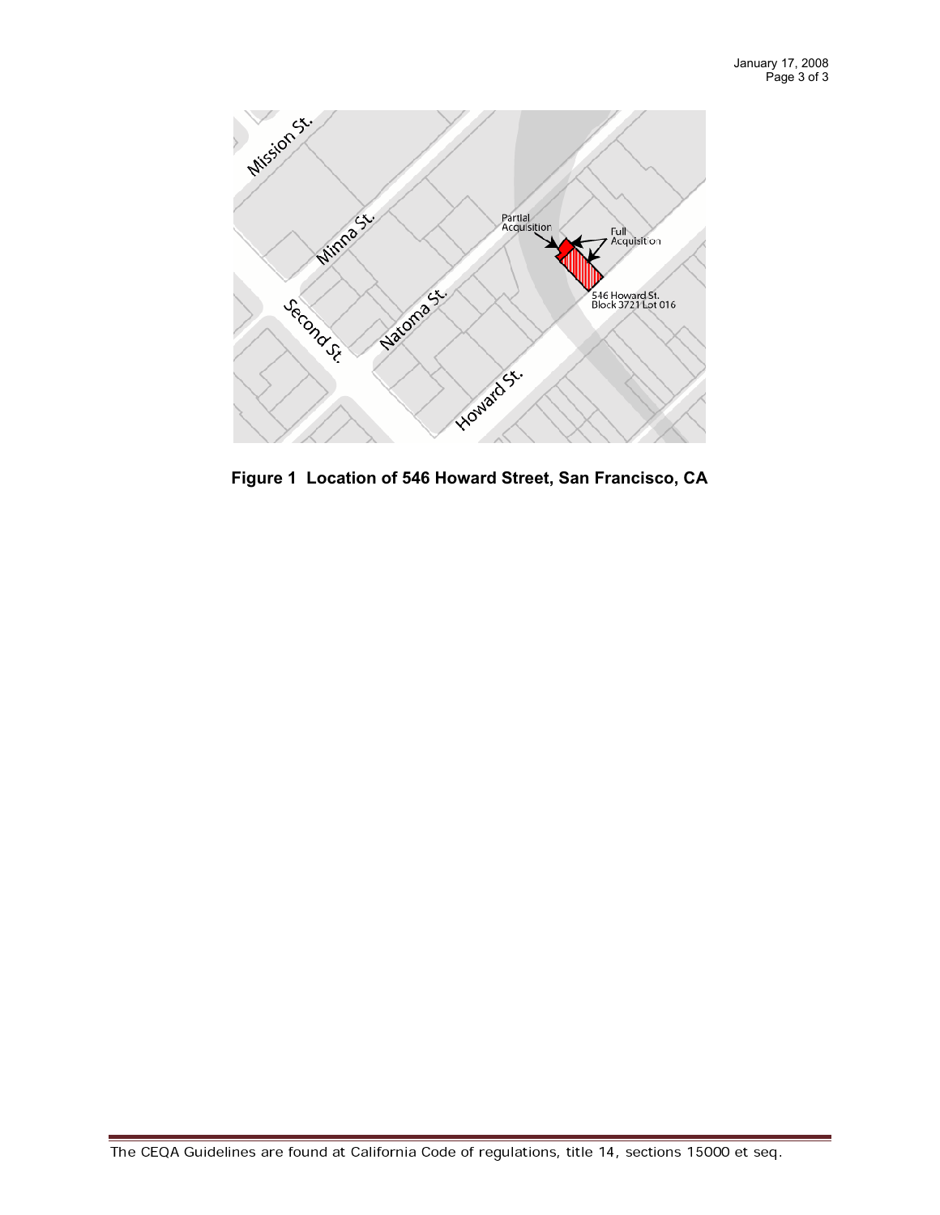Mission St.

Minna St.

Natoma St.

Second St.

Howard St.

Partial Acquisition

Full Acquisition

546 Howard St.
Block 3721 Lot 016

**Figure 1 Location of 546 Howard Street, San Francisco, CA**

The CEQA Guidelines are found at California Code of regulations, title 14, sections 15000 et seq.